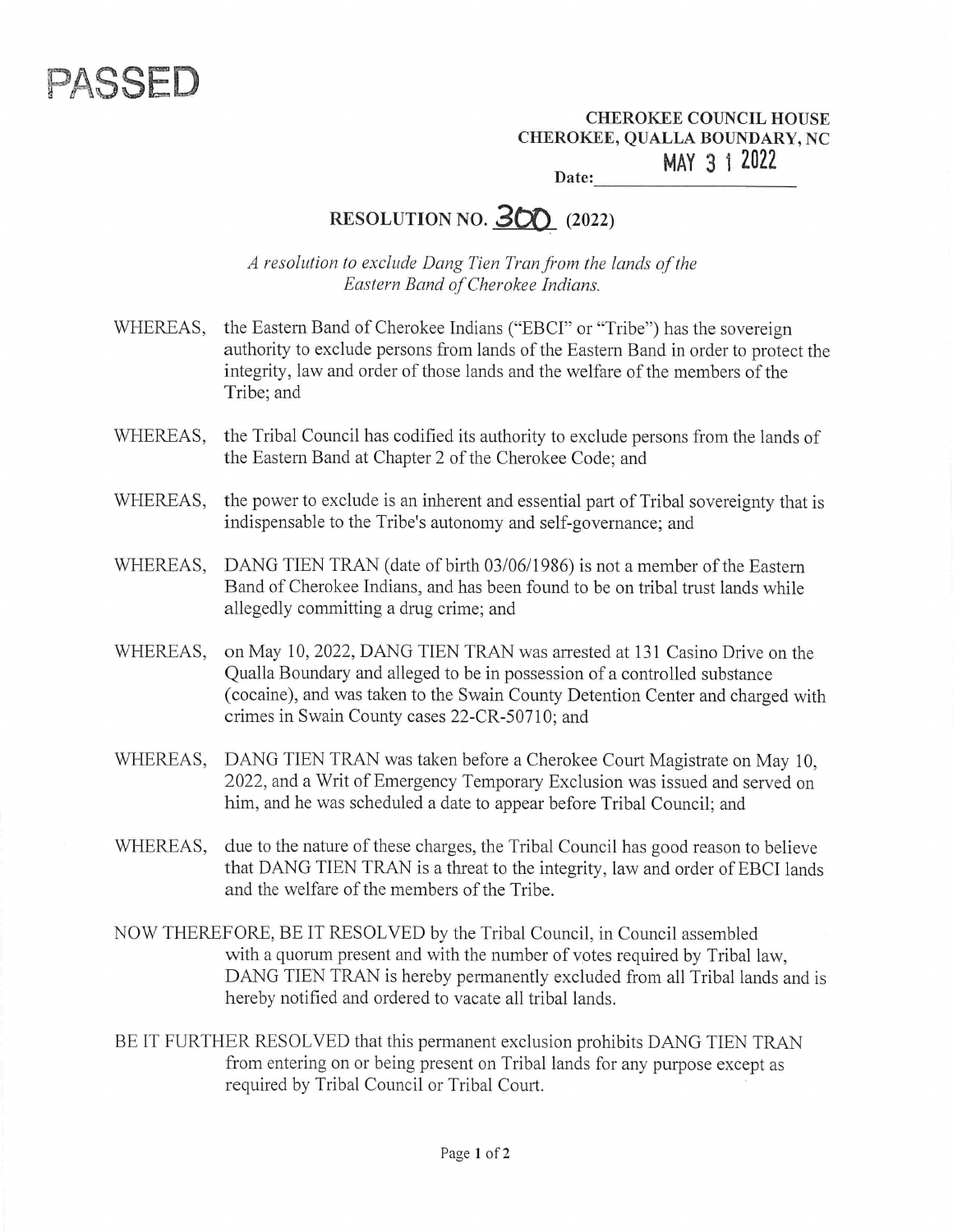# PASSED

**CHEROKEE COUNCIL HOUSE**
**CHEROKEE, QUALLA BOUNDARY, NC**

**Date:** MAY 31 2022

## RESOLUTION NO. 300 (2022)

*A resolution to exclude Dang Tien Tran from the lands of the Eastern Band of Cherokee Indians.*

WHEREAS, the Eastern Band of Cherokee Indians ("EBCI" or "Tribe") has the sovereign authority to exclude persons from lands of the Eastern Band in order to protect the integrity, law and order of those lands and the welfare of the members of the Tribe; and

WHEREAS, the Tribal Council has codified its authority to exclude persons from the lands of the Eastern Band at Chapter 2 of the Cherokee Code; and

WHEREAS, the power to exclude is an inherent and essential part of Tribal sovereignty that is indispensable to the Tribe's autonomy and self-governance; and

WHEREAS, DANG TIEN TRAN (date of birth 03/06/1986) is not a member of the Eastern Band of Cherokee Indians, and has been found to be on tribal trust lands while allegedly committing a drug crime; and

WHEREAS, on May 10, 2022, DANG TIEN TRAN was arrested at 131 Casino Drive on the Qualla Boundary and alleged to be in possession of a controlled substance (cocaine), and was taken to the Swain County Detention Center and charged with crimes in Swain County cases 22-CR-50710; and

WHEREAS, DANG TIEN TRAN was taken before a Cherokee Court Magistrate on May 10, 2022, and a Writ of Emergency Temporary Exclusion was issued and served on him, and he was scheduled a date to appear before Tribal Council; and

WHEREAS, due to the nature of these charges, the Tribal Council has good reason to believe that DANG TIEN TRAN is a threat to the integrity, law and order of EBCI lands and the welfare of the members of the Tribe.

NOW THEREFORE, BE IT RESOLVED by the Tribal Council, in Council assembled with a quorum present and with the number of votes required by Tribal law, DANG TIEN TRAN is hereby permanently excluded from all Tribal lands and is hereby notified and ordered to vacate all tribal lands.

BE IT FURTHER RESOLVED that this permanent exclusion prohibits DANG TIEN TRAN from entering on or being present on Tribal lands for any purpose except as required by Tribal Council or Tribal Court.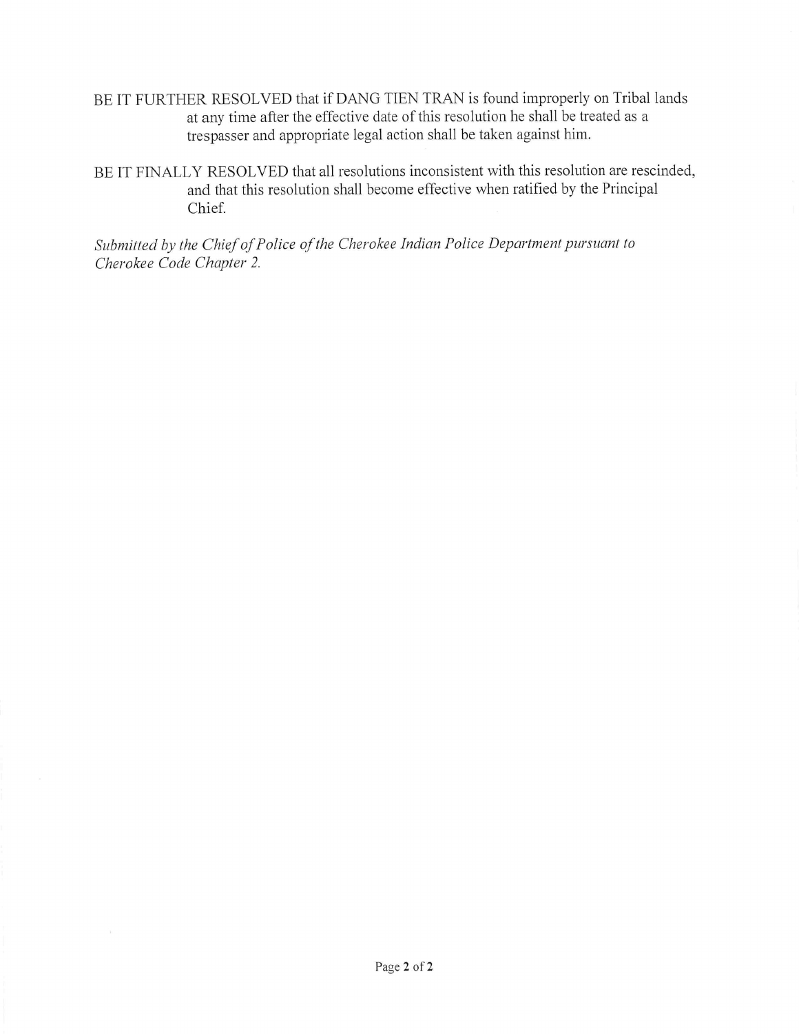BE IT FURTHER RESOLVED that if DANG TIEN TRAN is found improperly on Tribal lands at any time after the effective date of this resolution he shall be treated as a trespasser and appropriate legal action shall be taken against him.

BE IT FINALLY RESOLVED that all resolutions inconsistent with this resolution are rescinded, and that this resolution shall become effective when ratified by the Principal Chief.

*Submitted by the Chief of Police of the Cherokee Indian Police Department pursuant to Cherokee Code Chapter 2.*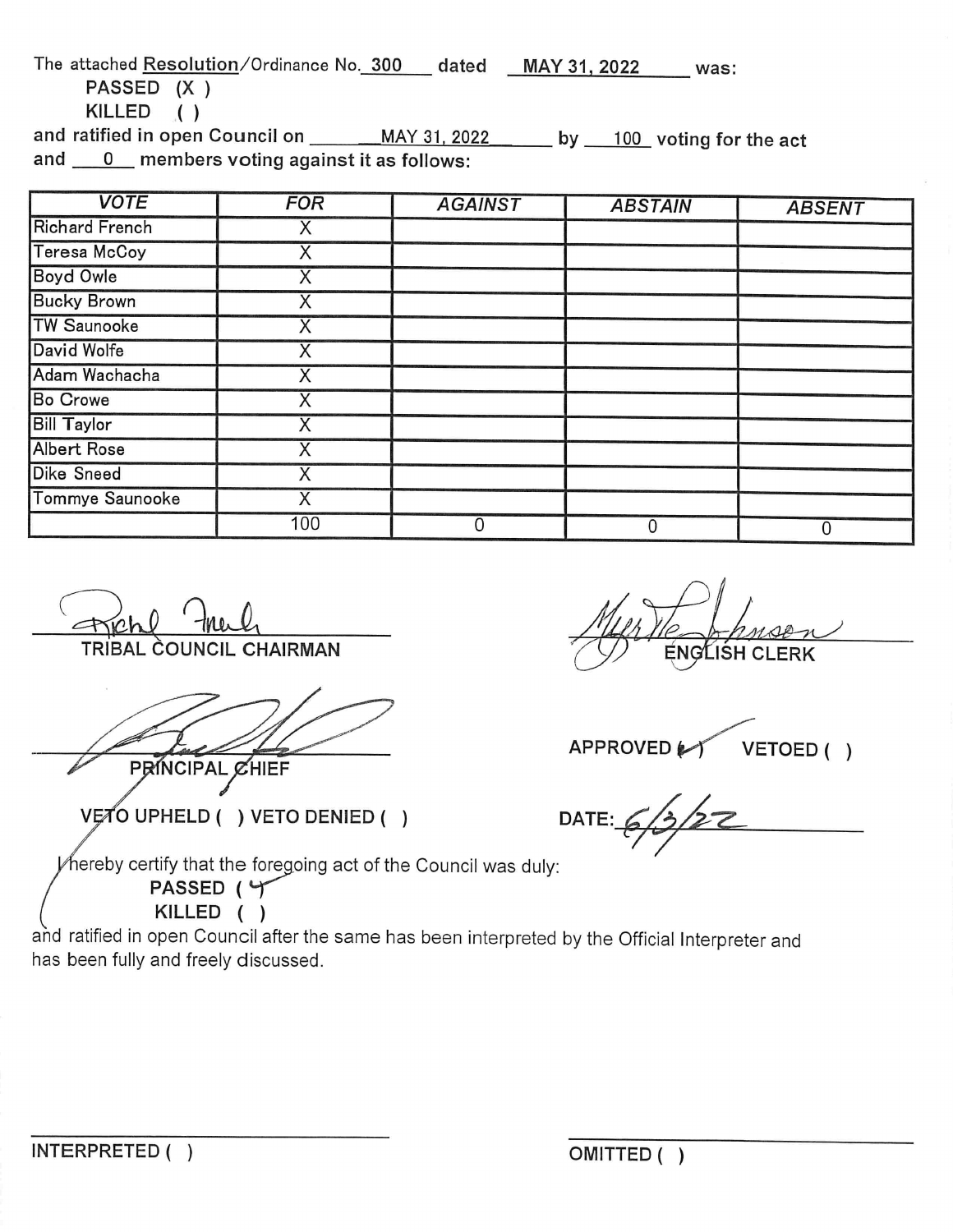The attached Resolution/Ordinance No. 300 dated MAY 31, 2022 was:

PASSED (X)

KILLED ( )

and ratified in open Council on MAY 31, 2022 by 100 voting for the act and 0 members voting against it as follows:

| VOTE | FOR | AGAINST | ABSTAIN | ABSENT |
|---|---|---|---|---|
| Richard French | X | | | |
| Teresa McCoy | X | | | |
| Boyd Owle | X | | | |
| Bucky Brown | X | | | |
| TW Saunooke | X | | | |
| David Wolfe | X | | | |
| Adam Wachacha | X | | | |
| Bo Crowe | X | | | |
| Bill Taylor | X | | | |
| Albert Rose | X | | | |
| Dike Sneed | X | | | |
| Tommye Saunooke | X | | | |
| | 100 | 0 | 0 | 0 |

TRIBAL COUNCIL CHAIRMAN

ENGLISH CLERK

PRINCIPAL CHIEF

APPROVED (✓) VETOED ( )

VETO UPHELD ( ) VETO DENIED ( )

DATE: 6/3/22

I hereby certify that the foregoing act of the Council was duly:

PASSED (✓)

KILLED ( )

and ratified in open Council after the same has been interpreted by the Official Interpreter and has been fully and freely discussed.

INTERPRETED ( )

OMITTED ( )